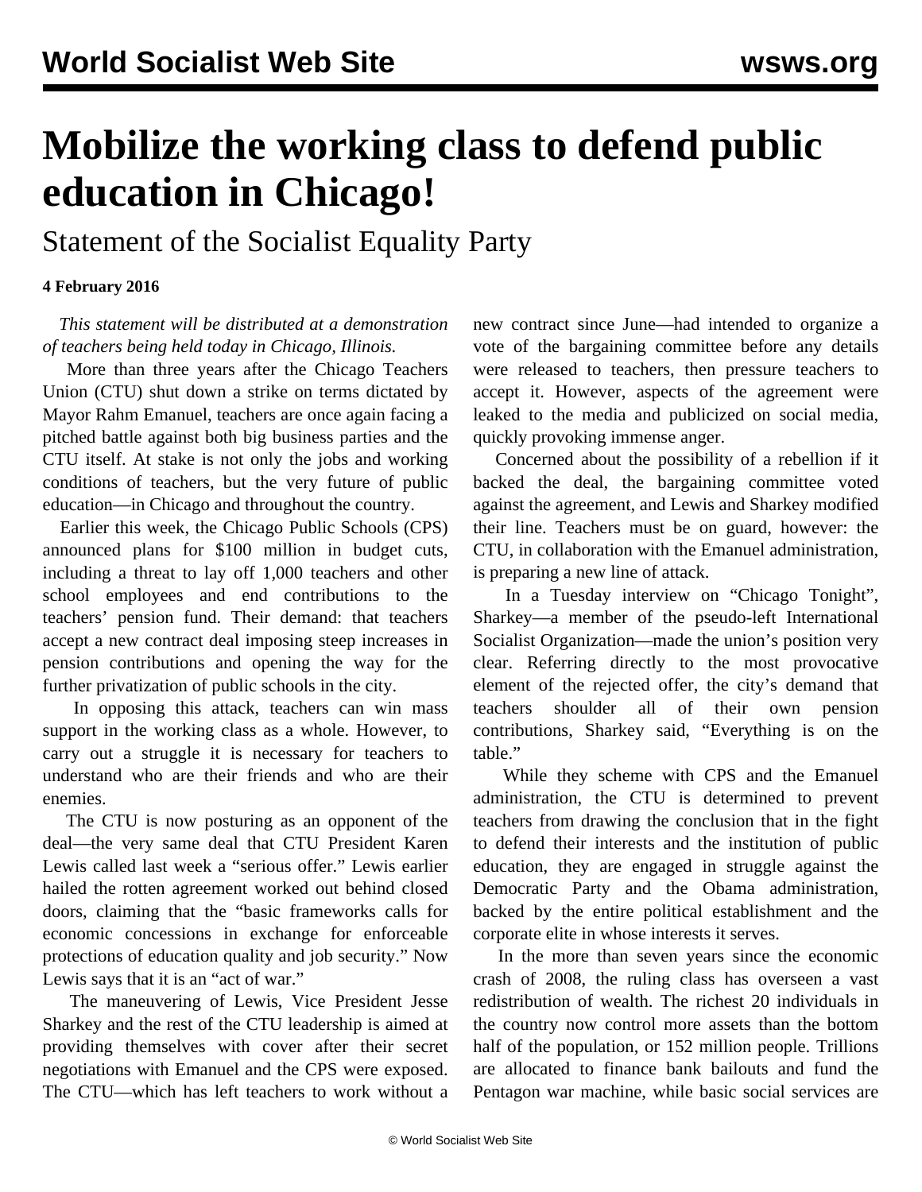# Mobilize the working class to defend public education in Chicago!

## Statement of the Socialist Equality Party

**4 February 2016**

*This statement will be distributed at a demonstration of teachers being held today in Chicago, Illinois.*

More than three years after the Chicago Teachers Union (CTU) shut down a strike on terms dictated by Mayor Rahm Emanuel, teachers are once again facing a pitched battle against both big business parties and the CTU itself. At stake is not only the jobs and working conditions of teachers, but the very future of public education—in Chicago and throughout the country.

Earlier this week, the Chicago Public Schools (CPS) announced plans for $100 million in budget cuts, including a threat to lay off 1,000 teachers and other school employees and end contributions to the teachers' pension fund. Their demand: that teachers accept a new contract deal imposing steep increases in pension contributions and opening the way for the further privatization of public schools in the city.

In opposing this attack, teachers can win mass support in the working class as a whole. However, to carry out a struggle it is necessary for teachers to understand who are their friends and who are their enemies.

The CTU is now posturing as an opponent of the deal—the very same deal that CTU President Karen Lewis called last week a "serious offer." Lewis earlier hailed the rotten agreement worked out behind closed doors, claiming that the "basic frameworks calls for economic concessions in exchange for enforceable protections of education quality and job security." Now Lewis says that it is an "act of war."

The maneuvering of Lewis, Vice President Jesse Sharkey and the rest of the CTU leadership is aimed at providing themselves with cover after their secret negotiations with Emanuel and the CPS were exposed. The CTU—which has left teachers to work without a new contract since June—had intended to organize a vote of the bargaining committee before any details were released to teachers, then pressure teachers to accept it. However, aspects of the agreement were leaked to the media and publicized on social media, quickly provoking immense anger.

Concerned about the possibility of a rebellion if it backed the deal, the bargaining committee voted against the agreement, and Lewis and Sharkey modified their line. Teachers must be on guard, however: the CTU, in collaboration with the Emanuel administration, is preparing a new line of attack.

In a Tuesday interview on "Chicago Tonight", Sharkey—a member of the pseudo-left International Socialist Organization—made the union's position very clear. Referring directly to the most provocative element of the rejected offer, the city's demand that teachers shoulder all of their own pension contributions, Sharkey said, "Everything is on the table."

While they scheme with CPS and the Emanuel administration, the CTU is determined to prevent teachers from drawing the conclusion that in the fight to defend their interests and the institution of public education, they are engaged in struggle against the Democratic Party and the Obama administration, backed by the entire political establishment and the corporate elite in whose interests it serves.

In the more than seven years since the economic crash of 2008, the ruling class has overseen a vast redistribution of wealth. The richest 20 individuals in the country now control more assets than the bottom half of the population, or 152 million people. Trillions are allocated to finance bank bailouts and fund the Pentagon war machine, while basic social services are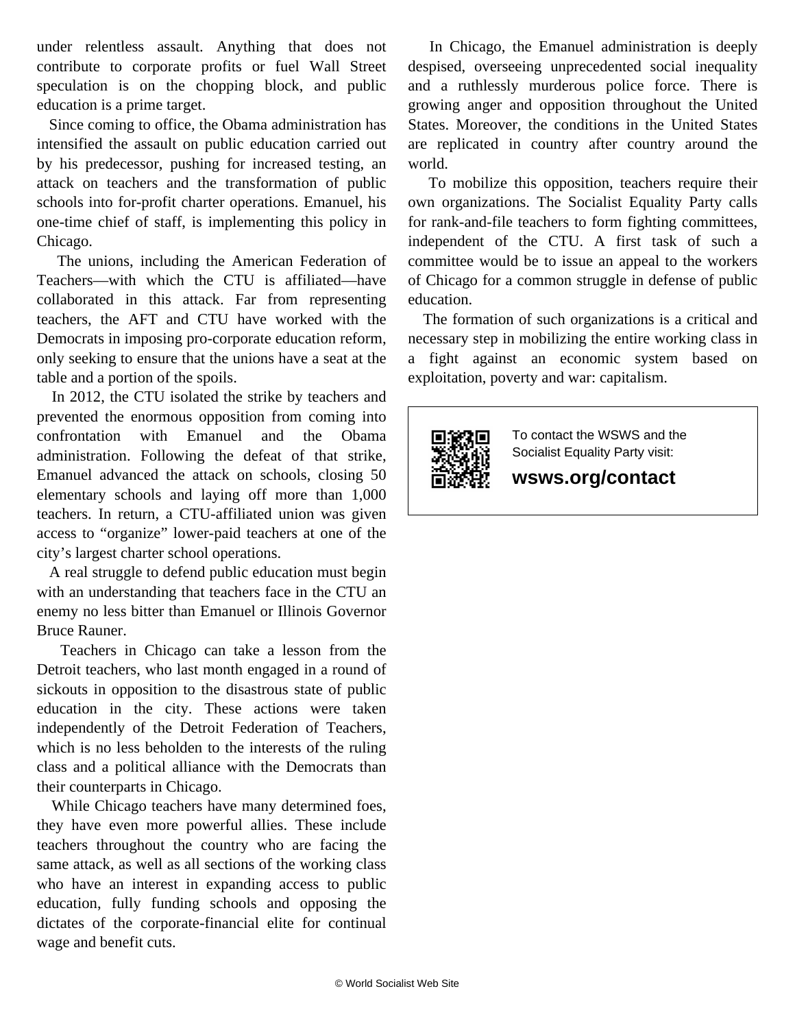under relentless assault. Anything that does not contribute to corporate profits or fuel Wall Street speculation is on the chopping block, and public education is a prime target.

Since coming to office, the Obama administration has intensified the assault on public education carried out by his predecessor, pushing for increased testing, an attack on teachers and the transformation of public schools into for-profit charter operations. Emanuel, his one-time chief of staff, is implementing this policy in Chicago.

The unions, including the American Federation of Teachers—with which the CTU is affiliated—have collaborated in this attack. Far from representing teachers, the AFT and CTU have worked with the Democrats in imposing pro-corporate education reform, only seeking to ensure that the unions have a seat at the table and a portion of the spoils.

In 2012, the CTU isolated the strike by teachers and prevented the enormous opposition from coming into confrontation with Emanuel and the Obama administration. Following the defeat of that strike, Emanuel advanced the attack on schools, closing 50 elementary schools and laying off more than 1,000 teachers. In return, a CTU-affiliated union was given access to "organize" lower-paid teachers at one of the city's largest charter school operations.

A real struggle to defend public education must begin with an understanding that teachers face in the CTU an enemy no less bitter than Emanuel or Illinois Governor Bruce Rauner.

Teachers in Chicago can take a lesson from the Detroit teachers, who last month engaged in a round of sickouts in opposition to the disastrous state of public education in the city. These actions were taken independently of the Detroit Federation of Teachers, which is no less beholden to the interests of the ruling class and a political alliance with the Democrats than their counterparts in Chicago.

While Chicago teachers have many determined foes, they have even more powerful allies. These include teachers throughout the country who are facing the same attack, as well as all sections of the working class who have an interest in expanding access to public education, fully funding schools and opposing the dictates of the corporate-financial elite for continual wage and benefit cuts.

In Chicago, the Emanuel administration is deeply despised, overseeing unprecedented social inequality and a ruthlessly murderous police force. There is growing anger and opposition throughout the United States. Moreover, the conditions in the United States are replicated in country after country around the world.

To mobilize this opposition, teachers require their own organizations. The Socialist Equality Party calls for rank-and-file teachers to form fighting committees, independent of the CTU. A first task of such a committee would be to issue an appeal to the workers of Chicago for a common struggle in defense of public education.

The formation of such organizations is a critical and necessary step in mobilizing the entire working class in a fight against an economic system based on exploitation, poverty and war: capitalism.

To contact the WSWS and the Socialist Equality Party visit:

**wsws.org/contact**